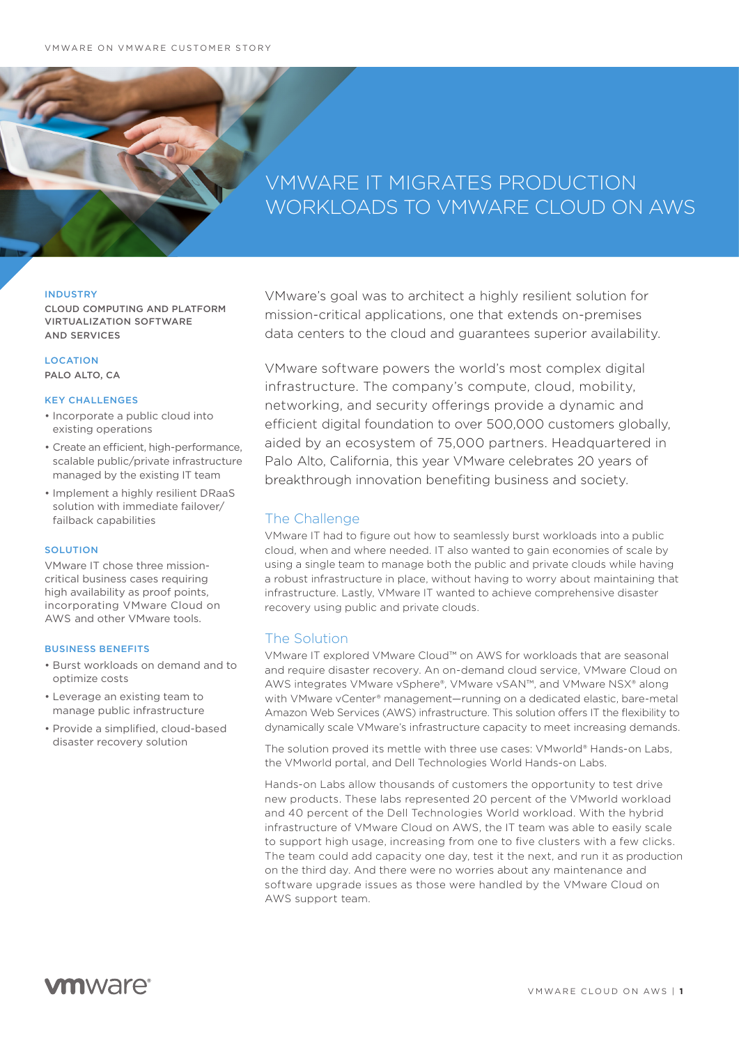VMWARE ON VMWARE CUSTOMER STORY

# VMWARE IT MIGRATES PRODUCTION WORKLOADS TO VMWARE CLOUD ON AWS

**INDUSTRY**

CLOUD COMPUTING AND PLATFORM VIRTUALIZATION SOFTWARE AND SERVICES

**LOCATION**

PALO ALTO, CA

**KEY CHALLENGES**

- Incorporate a public cloud into existing operations
- Create an efficient, high-performance, scalable public/private infrastructure managed by the existing IT team
- Implement a highly resilient DRaaS solution with immediate failover/ failback capabilities

**SOLUTION**

VMware IT chose three mission-critical business cases requiring high availability as proof points, incorporating VMware Cloud on AWS and other VMware tools.

**BUSINESS BENEFITS**

- Burst workloads on demand and to optimize costs
- Leverage an existing team to manage public infrastructure
- Provide a simplified, cloud-based disaster recovery solution

VMware's goal was to architect a highly resilient solution for mission-critical applications, one that extends on-premises data centers to the cloud and guarantees superior availability.

VMware software powers the world's most complex digital infrastructure. The company's compute, cloud, mobility, networking, and security offerings provide a dynamic and efficient digital foundation to over 500,000 customers globally, aided by an ecosystem of 75,000 partners. Headquartered in Palo Alto, California, this year VMware celebrates 20 years of breakthrough innovation benefiting business and society.

## The Challenge

VMware IT had to figure out how to seamlessly burst workloads into a public cloud, when and where needed. IT also wanted to gain economies of scale by using a single team to manage both the public and private clouds while having a robust infrastructure in place, without having to worry about maintaining that infrastructure. Lastly, VMware IT wanted to achieve comprehensive disaster recovery using public and private clouds.

## The Solution

VMware IT explored VMware Cloud™ on AWS for workloads that are seasonal and require disaster recovery. An on-demand cloud service, VMware Cloud on AWS integrates VMware vSphere®, VMware vSAN™, and VMware NSX® along with VMware vCenter® management—running on a dedicated elastic, bare-metal Amazon Web Services (AWS) infrastructure. This solution offers IT the flexibility to dynamically scale VMware's infrastructure capacity to meet increasing demands.

The solution proved its mettle with three use cases: VMworld® Hands-on Labs, the VMworld portal, and Dell Technologies World Hands-on Labs.

Hands-on Labs allow thousands of customers the opportunity to test drive new products. These labs represented 20 percent of the VMworld workload and 40 percent of the Dell Technologies World workload. With the hybrid infrastructure of VMware Cloud on AWS, the IT team was able to easily scale to support high usage, increasing from one to five clusters with a few clicks. The team could add capacity one day, test it the next, and run it as production on the third day. And there were no worries about any maintenance and software upgrade issues as those were handled by the VMware Cloud on AWS support team.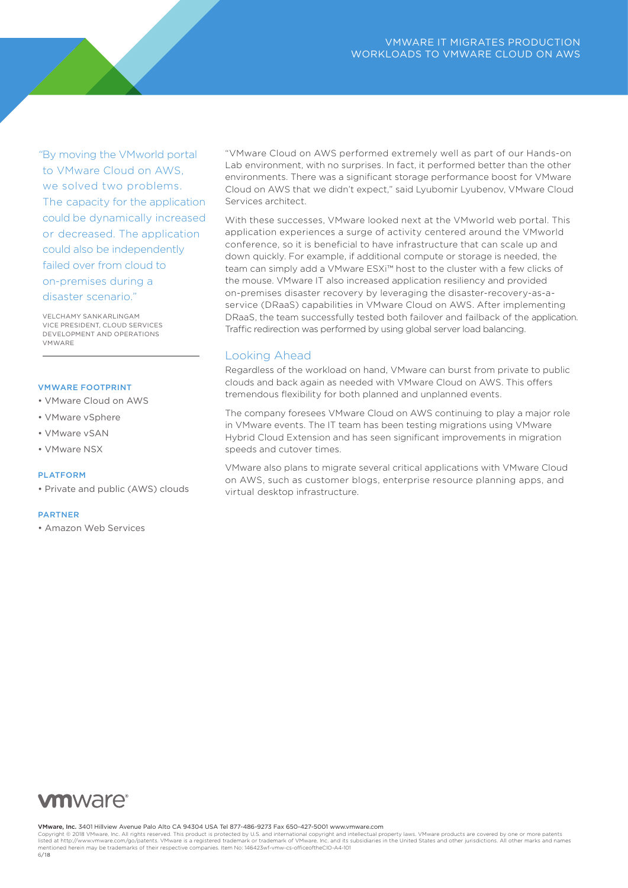"By moving the VMworld portal to VMware Cloud on AWS, we solved two problems. The capacity for the application could be dynamically increased or decreased. The application could also be independently failed over from cloud to on-premises during a disaster scenario."

VELCHAMY SANKARLINGAM
VICE PRESIDENT, CLOUD SERVICES DEVELOPMENT AND OPERATIONS
VMWARE

**VMWARE FOOTPRINT**

- VMware Cloud on AWS
- VMware vSphere
- VMware vSAN
- VMware NSX

**PLATFORM**

- Private and public (AWS) clouds

**PARTNER**

- Amazon Web Services

"VMware Cloud on AWS performed extremely well as part of our Hands-on Lab environment, with no surprises. In fact, it performed better than the other environments. There was a significant storage performance boost for VMware Cloud on AWS that we didn't expect," said Lyubomir Lyubenov, VMware Cloud Services architect.

With these successes, VMware looked next at the VMworld web portal. This application experiences a surge of activity centered around the VMworld conference, so it is beneficial to have infrastructure that can scale up and down quickly. For example, if additional compute or storage is needed, the team can simply add a VMware ESXi™ host to the cluster with a few clicks of the mouse. VMware IT also increased application resiliency and provided on-premises disaster recovery by leveraging the disaster-recovery-as-a-service (DRaaS) capabilities in VMware Cloud on AWS. After implementing DRaaS, the team successfully tested both failover and failback of the application. Traffic redirection was performed by using global server load balancing.

## Looking Ahead

Regardless of the workload on hand, VMware can burst from private to public clouds and back again as needed with VMware Cloud on AWS. This offers tremendous flexibility for both planned and unplanned events.

The company foresees VMware Cloud on AWS continuing to play a major role in VMware events. The IT team has been testing migrations using VMware Hybrid Cloud Extension and has seen significant improvements in migration speeds and cutover times.

VMware also plans to migrate several critical applications with VMware Cloud on AWS, such as customer blogs, enterprise resource planning apps, and virtual desktop infrastructure.

**VMware, Inc.** 3401 Hillview Avenue Palo Alto CA 94304 USA Tel 877-486-9273 Fax 650-427-5001 www.vmware.com
Copyright © 2018 VMware, Inc. All rights reserved. This product is protected by U.S. and international copyright and intellectual property laws. VMware products are covered by one or more patents listed at http://www.vmware.com/go/patents. VMware is a registered trademark or trademark of VMware, Inc. and its subsidiaries in the United States and other jurisdictions. All other marks and names mentioned herein may be trademarks of their respective companies. Item No: 146423wf-vmw-cs-officeoftheCIO-A4-101
6/18